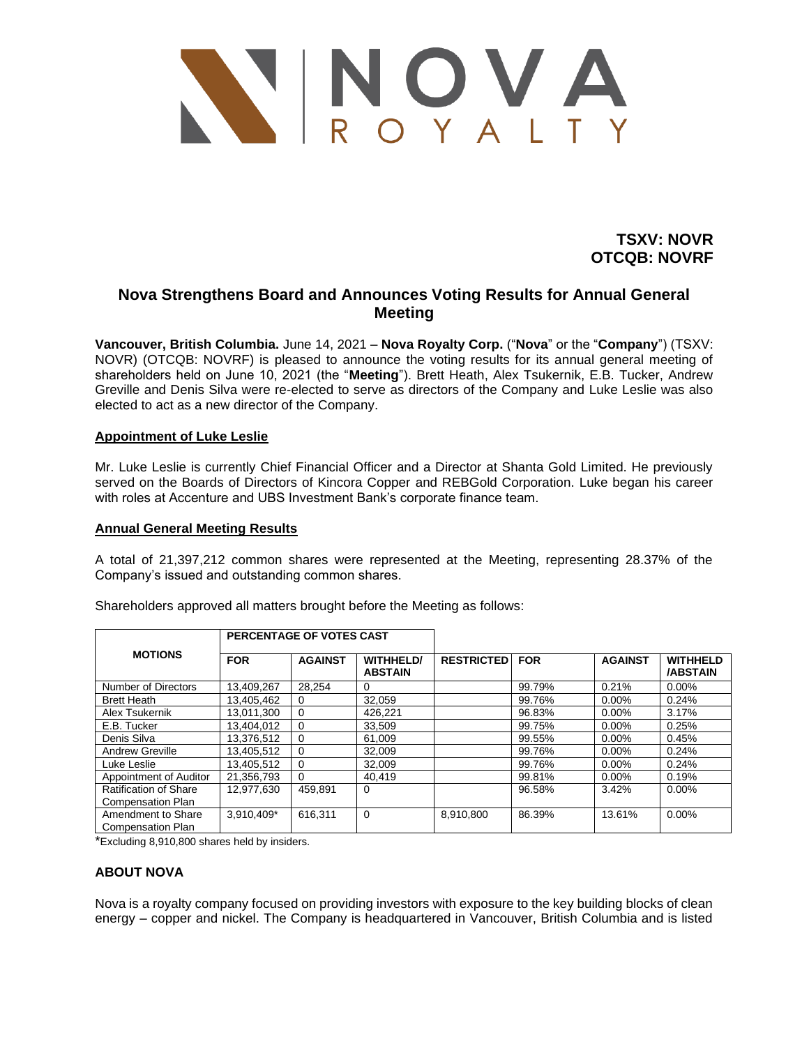NOVA ROYALTY

**TSXV: NOVR**
**OTCQB: NOVRF**

## Nova Strengthens Board and Announces Voting Results for Annual General Meeting

**Vancouver, British Columbia.** June 14, 2021 – **Nova Royalty Corp.** ("**Nova**" or the "**Company**") (TSXV: NOVR) (OTCQB: NOVRF) is pleased to announce the voting results for its annual general meeting of shareholders held on June 10, 2021 (the "**Meeting**"). Brett Heath, Alex Tsukernik, E.B. Tucker, Andrew Greville and Denis Silva were re-elected to serve as directors of the Company and Luke Leslie was also elected to act as a new director of the Company.

### Appointment of Luke Leslie

Mr. Luke Leslie is currently Chief Financial Officer and a Director at Shanta Gold Limited. He previously served on the Boards of Directors of Kincora Copper and REBGold Corporation. Luke began his career with roles at Accenture and UBS Investment Bank's corporate finance team.

### Annual General Meeting Results

A total of 21,397,212 common shares were represented at the Meeting, representing 28.37% of the Company's issued and outstanding common shares.

Shareholders approved all matters brought before the Meeting as follows:

| MOTIONS | PERCENTAGE OF VOTES CAST | | | | | | |
|---|---|---|---|---|---|---|---|
| | FOR | AGAINST | WITHHELD/ ABSTAIN | RESTRICTED | FOR | AGAINST | WITHHELD /ABSTAIN |
| Number of Directors | 13,409,267 | 28,254 | 0 | | 99.79% | 0.21% | 0.00% |
| Brett Heath | 13,405,462 | 0 | 32,059 | | 99.76% | 0.00% | 0.24% |
| Alex Tsukernik | 13,011,300 | 0 | 426,221 | | 96.83% | 0.00% | 3.17% |
| E.B. Tucker | 13,404,012 | 0 | 33,509 | | 99.75% | 0.00% | 0.25% |
| Denis Silva | 13,376,512 | 0 | 61,009 | | 99.55% | 0.00% | 0.45% |
| Andrew Greville | 13,405,512 | 0 | 32,009 | | 99.76% | 0.00% | 0.24% |
| Luke Leslie | 13,405,512 | 0 | 32,009 | | 99.76% | 0.00% | 0.24% |
| Appointment of Auditor | 21,356,793 | 0 | 40,419 | | 99.81% | 0.00% | 0.19% |
| Ratification of Share Compensation Plan | 12,977,630 | 459,891 | 0 | | 96.58% | 3.42% | 0.00% |
| Amendment to Share Compensation Plan | 3,910,409* | 616,311 | 0 | 8,910,800 | 86.39% | 13.61% | 0.00% |

*Excluding 8,910,800 shares held by insiders.

### ABOUT NOVA

Nova is a royalty company focused on providing investors with exposure to the key building blocks of clean energy – copper and nickel. The Company is headquartered in Vancouver, British Columbia and is listed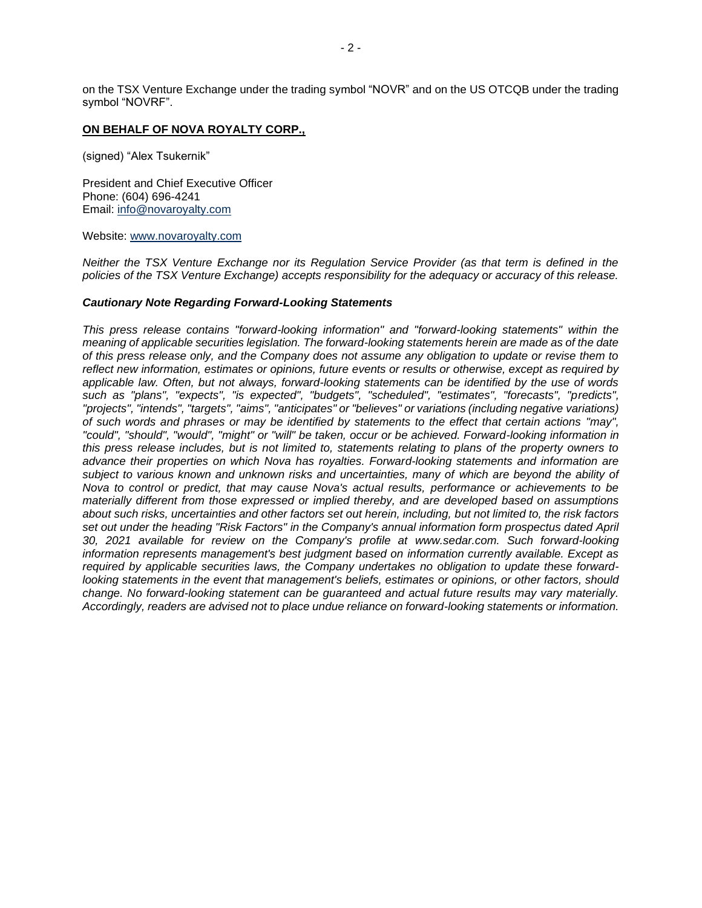on the TSX Venture Exchange under the trading symbol "NOVR" and on the US OTCQB under the trading symbol "NOVRF".

**ON BEHALF OF NOVA ROYALTY CORP.,**

(signed) "Alex Tsukernik"

President and Chief Executive Officer
Phone: (604) 696-4241
Email: info@novaroyalty.com

Website: www.novaroyalty.com

*Neither the TSX Venture Exchange nor its Regulation Service Provider (as that term is defined in the policies of the TSX Venture Exchange) accepts responsibility for the adequacy or accuracy of this release.*

### *Cautionary Note Regarding Forward-Looking Statements*

*This press release contains "forward-looking information" and "forward-looking statements" within the meaning of applicable securities legislation. The forward-looking statements herein are made as of the date of this press release only, and the Company does not assume any obligation to update or revise them to reflect new information, estimates or opinions, future events or results or otherwise, except as required by applicable law. Often, but not always, forward-looking statements can be identified by the use of words such as "plans", "expects", "is expected", "budgets", "scheduled", "estimates", "forecasts", "predicts", "projects", "intends", "targets", "aims", "anticipates" or "believes" or variations (including negative variations) of such words and phrases or may be identified by statements to the effect that certain actions "may", "could", "should", "would", "might" or "will" be taken, occur or be achieved. Forward-looking information in this press release includes, but is not limited to, statements relating to plans of the property owners to advance their properties on which Nova has royalties. Forward-looking statements and information are subject to various known and unknown risks and uncertainties, many of which are beyond the ability of Nova to control or predict, that may cause Nova's actual results, performance or achievements to be materially different from those expressed or implied thereby, and are developed based on assumptions about such risks, uncertainties and other factors set out herein, including, but not limited to, the risk factors set out under the heading "Risk Factors" in the Company's annual information form prospectus dated April 30, 2021 available for review on the Company's profile at www.sedar.com. Such forward-looking information represents management's best judgment based on information currently available. Except as required by applicable securities laws, the Company undertakes no obligation to update these forward-looking statements in the event that management's beliefs, estimates or opinions, or other factors, should change. No forward-looking statement can be guaranteed and actual future results may vary materially. Accordingly, readers are advised not to place undue reliance on forward-looking statements or information.*